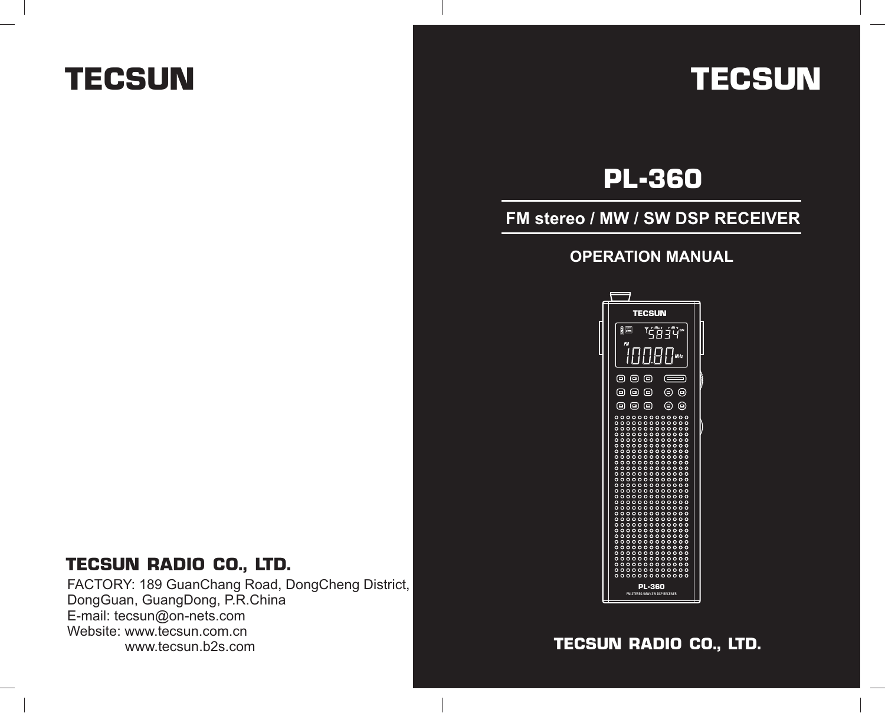# TECSUN

## TECSUN RADIO CO., LTD.

FACTORY: 189 GuanChang Road, DongCheng District, DongGuan, GuangDong, P.R.China
E-mail: tecsun@on-nets.com
Website: www.tecsun.com.cn
www.tecsun.b2s.com

# TECSUN

# PL-360

## FM stereo / MW / SW DSP RECEIVER

## OPERATION MANUAL

**TECSUN RADIO CO., LTD.**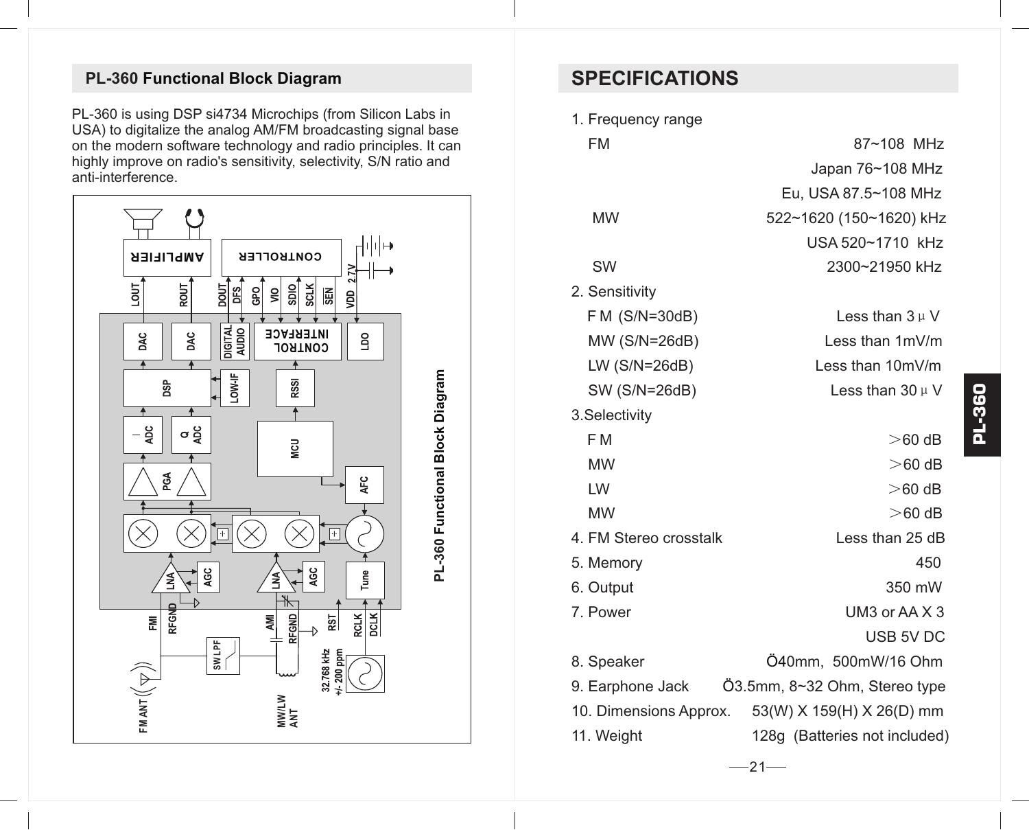## PL-360 Functional Block Diagram

PL-360 is using DSP si4734 Microchips (from Silicon Labs in USA) to digitalize the analog AM/FM broadcasting signal base on the modern software technology and radio principles. It can highly improve on radio's sensitivity, selectivity, S/N ratio and anti-interference.

PL-360 Functional Block Diagram

## SPECIFICATIONS

1. Frequency range

| | |
|---|---|
| FM | 87~108 MHz |
| | Japan 76~108 MHz |
| | Eu, USA 87.5~108 MHz |
| MW | 522~1620 (150~1620) kHz |
| | USA 520~1710 kHz |
| SW | 2300~21950 kHz |

2. Sensitivity

| | |
|---|---|
| F M (S/N=30dB) | Less than 3 μ V |
| MW (S/N=26dB) | Less than 1mV/m |
| LW (S/N=26dB) | Less than 10mV/m |
| SW (S/N=26dB) | Less than 30 μ V |

3. Selectivity

| | |
|---|---|
| F M | ＞60 dB |
| MW | ＞60 dB |
| LW | ＞60 dB |
| MW | ＞60 dB |

| | |
|---|---|
| 4. FM Stereo crosstalk | Less than 25 dB |
| 5. Memory | 450 |
| 6. Output | 350 mW |
| 7. Power | UM3 or AA X 3 |
| | USB 5V DC |
| 8. Speaker | Ö40mm, 500mW/16 Ohm |
| 9. Earphone Jack | Ö3.5mm, 8~32 Ohm, Stereo type |
| 10. Dimensions Approx. | 53(W) X 159(H) X 26(D) mm |
| 11. Weight | 128g (Batteries not included) |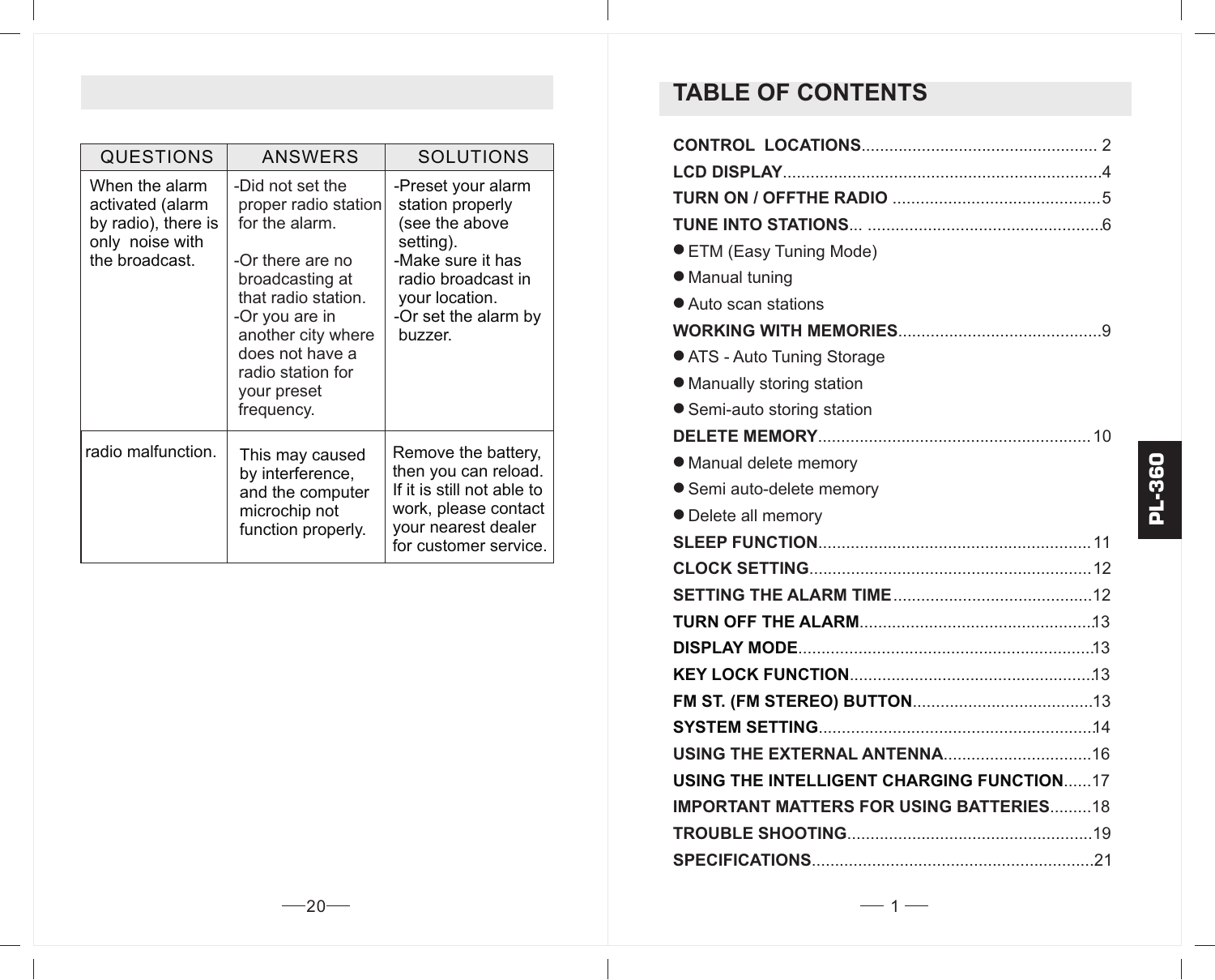| QUESTIONS | ANSWERS | SOLUTIONS |
| --- | --- | --- |
| When the alarm activated (alarm by radio), there is only noise with the broadcast. | -Did not set the proper radio station for the alarm.<br>-Or there are no broadcasting at that radio station.<br>-Or you are in another city where does not have a radio station for your preset frequency. | -Preset your alarm station properly (see the above setting).<br>-Make sure it has radio broadcast in your location.<br>-Or set the alarm by buzzer. |
| radio malfunction. | This may caused by interference, and the computer microchip not function properly. | Remove the battery, then you can reload. If it is still not able to work, please contact your nearest dealer for customer service. |

## TABLE OF CONTENTS

**CONTROL LOCATIONS**.................................................. 2
**LCD DISPLAY**....................................................................4
**TURN ON / OFFTHE RADIO** ............................................5
**TUNE INTO STATIONS**... ..................................................6
- ETM (Easy Tuning Mode)
- Manual tuning
- Auto scan stations

**WORKING WITH MEMORIES**...........................................9
- ATS - Auto Tuning Storage
- Manually storing station
- Semi-auto storing station

**DELETE MEMORY**.......................................................... 10
- Manual delete memory
- Semi auto-delete memory
- Delete all memory

**SLEEP FUNCTION**.......................................................... 11
**CLOCK SETTING**............................................................12
**SETTING THE ALARM TIME**..........................................12
**TURN OFF THE ALARM**..................................................13
**DISPLAY MODE**...............................................................13
**KEY LOCK FUNCTION**....................................................13
**FM ST. (FM STEREO) BUTTON**......................................13
**SYSTEM SETTING**...........................................................14
**USING THE EXTERNAL ANTENNA**................................16
**USING THE INTELLIGENT CHARGING FUNCTION**......17
**IMPORTANT MATTERS FOR USING BATTERIES**.........18
**TROUBLE SHOOTING**....................................................19
**SPECIFICATIONS**............................................................21

PL-360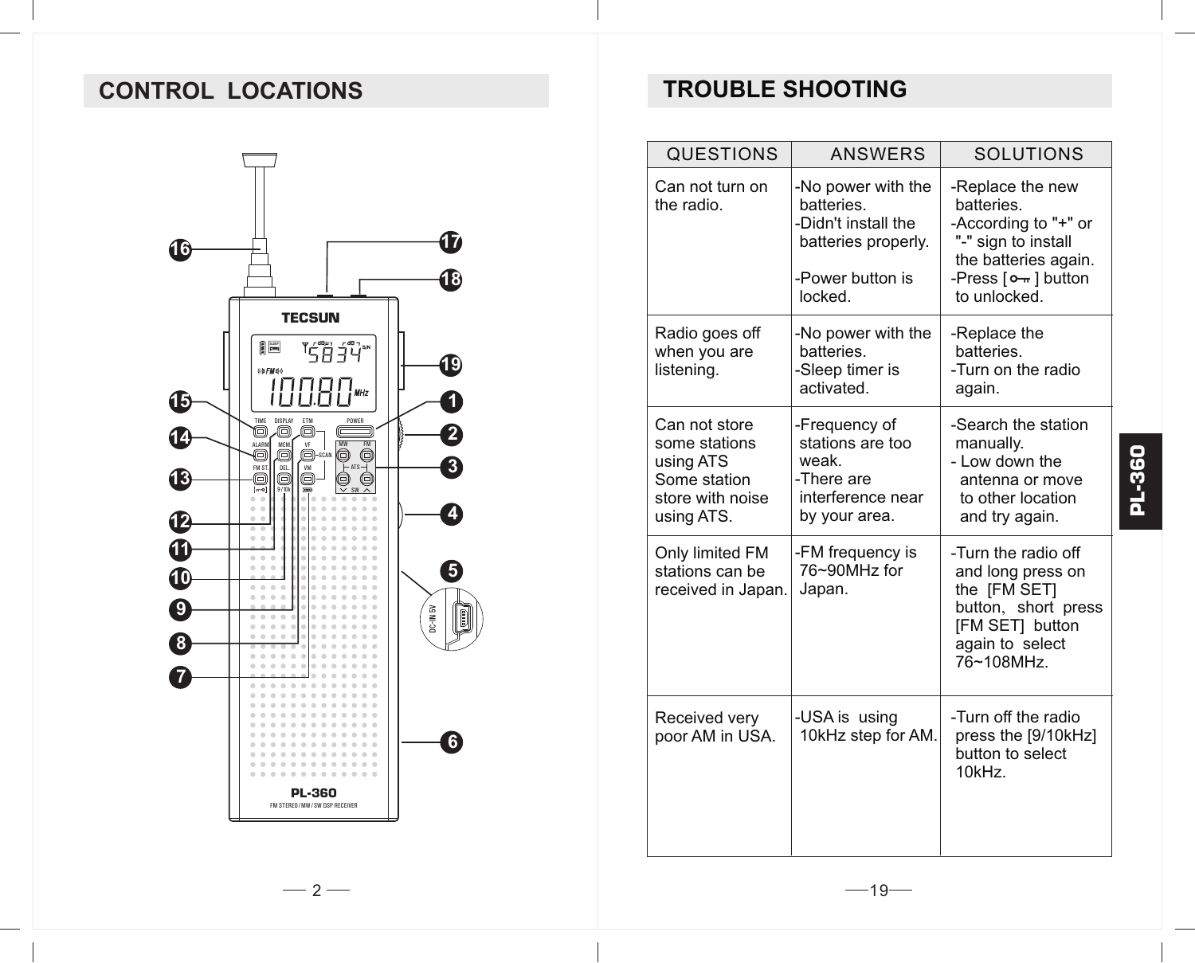## CONTROL LOCATIONS

TECSUN

PL-360

FM STEREO / MW / SW DSP RECEIVER

TIME DISPLAY ETM POWER

ALARM MEM VF MW FM

FM ST DEL. VM SCAN ATS SW

9 / 10k

DC-IN 5V

## TROUBLE SHOOTING

| QUESTIONS | ANSWERS | SOLUTIONS |
|---|---|---|
| Can not turn on the radio. | -No power with the batteries.<br>-Didn't install the batteries properly.<br>-Power button is locked. | -Replace the new batteries.<br>-According to "+" or "-" sign to install the batteries again.<br>-Press [ ] button to unlocked. |
| Radio goes off when you are listening. | -No power with the batteries.<br>-Sleep timer is activated. | -Replace the batteries.<br>-Turn on the radio again. |
| Can not store some stations using ATS<br>Some station store with noise using ATS. | -Frequency of stations are too weak.<br>-There are interference near by your area. | -Search the station manually.<br>- Low down the antenna or move to other location and try again. |
| Only limited FM stations can be received in Japan. | -FM frequency is 76~90MHz for Japan. | -Turn the radio off and long press on the [FM SET] button, short press [FM SET] button again to select 76~108MHz. |
| Received very poor AM in USA. | -USA is using 10kHz step for AM. | -Turn off the radio press the [9/10kHz] button to select 10kHz. |

PL-360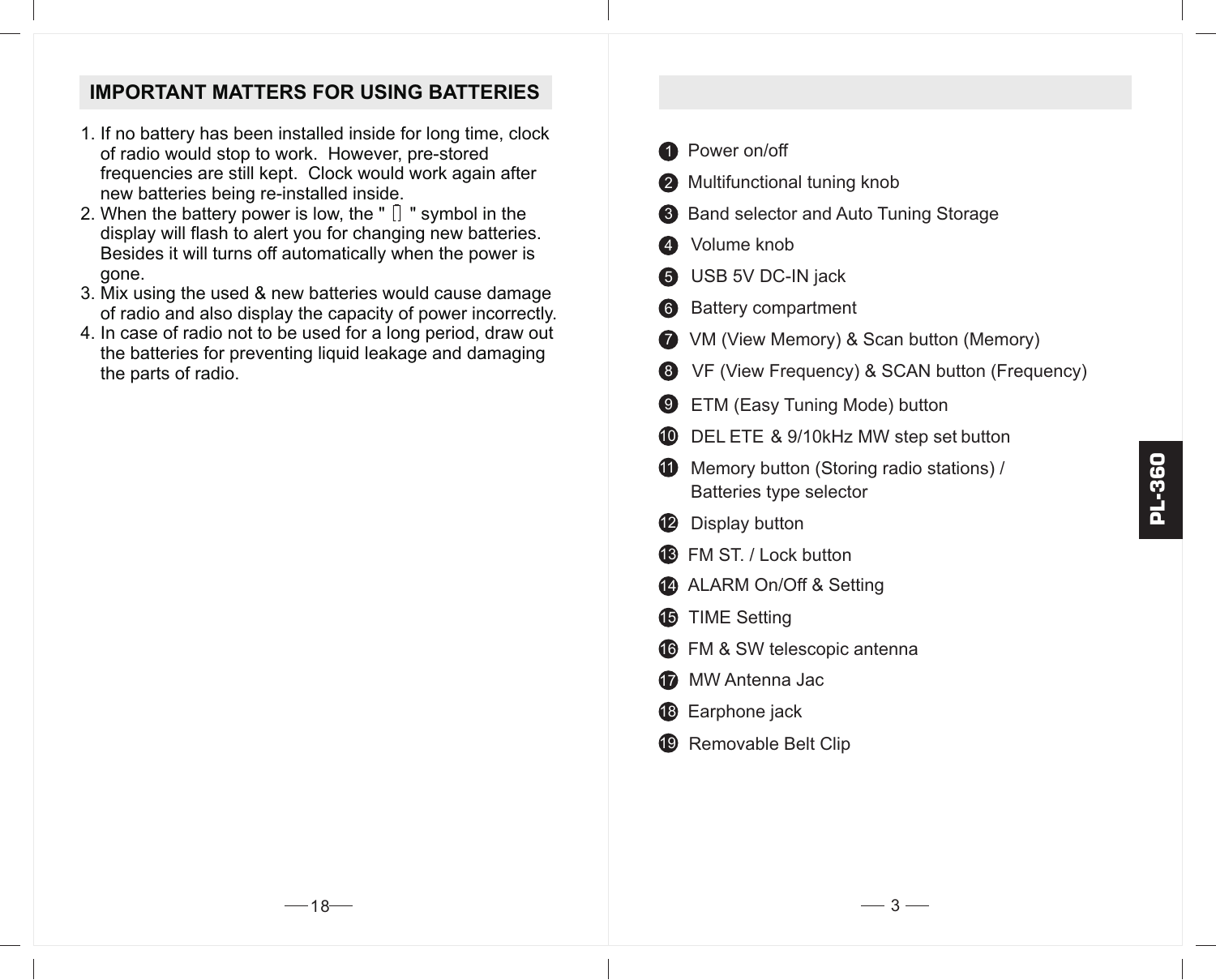## IMPORTANT MATTERS FOR USING BATTERIES

1. If no battery has been installed inside for long time, clock of radio would stop to work. However, pre-stored frequencies are still kept. Clock would work again after new batteries being re-installed inside.
2. When the battery power is low, the "  " symbol in the display will flash to alert you for changing new batteries. Besides it will turns off automatically when the power is gone.
3. Mix using the used & new batteries would cause damage of radio and also display the capacity of power incorrectly.
4. In case of radio not to be used for a long period, draw out the batteries for preventing liquid leakage and damaging the parts of radio.

1. Power on/off
2. Multifunctional tuning knob
3. Band selector and Auto Tuning Storage
4. Volume knob
5. USB 5V DC-IN jack
6. Battery compartment
7. VM (View Memory) & Scan button (Memory)
8. VF (View Frequency) & SCAN button (Frequency)
9. ETM (Easy Tuning Mode) button
10. DEL ETE & 9/10kHz MW step set button
11. Memory button (Storing radio stations) / Batteries type selector
12. Display button
13. FM ST. / Lock button
14. ALARM On/Off & Setting
15. TIME Setting
16. FM & SW telescopic antenna
17. MW Antenna Jac
18. Earphone jack
19. Removable Belt Clip

PL-360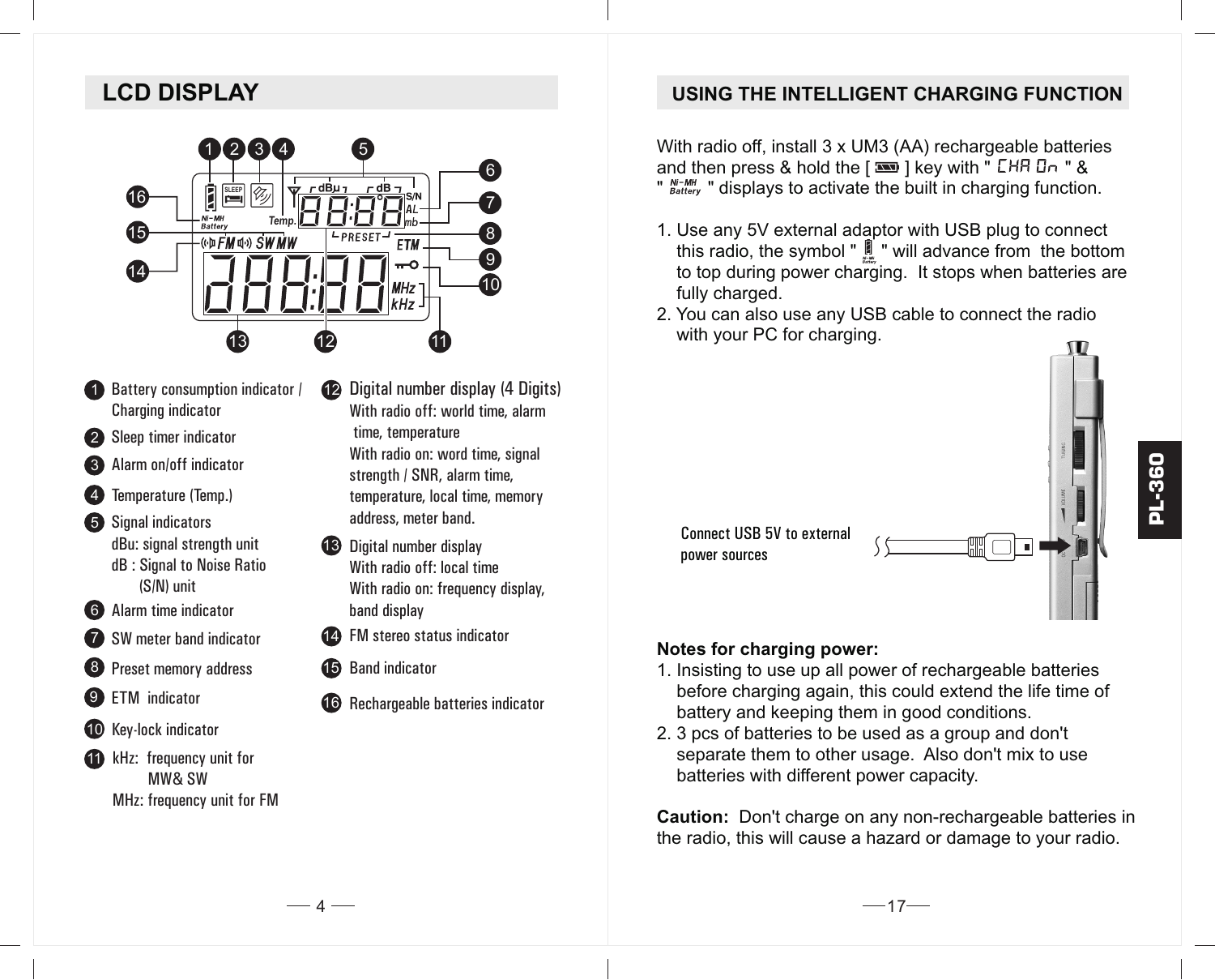## LCD DISPLAY

1. Battery consumption indicator / Charging indicator
2. Sleep timer indicator
3. Alarm on/off indicator
4. Temperature (Temp.)
5. Signal indicators
   dBu: signal strength unit
   dB : Signal to Noise Ratio (S/N) unit
6. Alarm time indicator
7. SW meter band indicator
8. Preset memory address
9. ETM indicator
10. Key-lock indicator
11. kHz: frequency unit for MW& SW
    MHz: frequency unit for FM
12. Digital number display (4 Digits)
    With radio off: world time, alarm time, temperature
    With radio on: word time, signal strength / SNR, alarm time, temperature, local time, memory address, meter band.
13. Digital number display
    With radio off: local time
    With radio on: frequency display, band display
14. FM stereo status indicator
15. Band indicator
16. Rechargeable batteries indicator

## USING THE INTELLIGENT CHARGING FUNCTION

With radio off, install 3 x UM3 (AA) rechargeable batteries and then press & hold the [ ] key with " CHA On " & " Ni-MH Battery " displays to activate the built in charging function.

1. Use any 5V external adaptor with USB plug to connect this radio, the symbol " " will advance from the bottom to top during power charging. It stops when batteries are fully charged.
2. You can also use any USB cable to connect the radio with your PC for charging.

Connect USB 5V to external power sources

**Notes for charging power:**

1. Insisting to use up all power of rechargeable batteries before charging again, this could extend the life time of battery and keeping them in good conditions.
2. 3 pcs of batteries to be used as a group and don't separate them to other usage. Also don't mix to use batteries with different power capacity.

**Caution:** Don't charge on any non-rechargeable batteries in the radio, this will cause a hazard or damage to your radio.

PL-360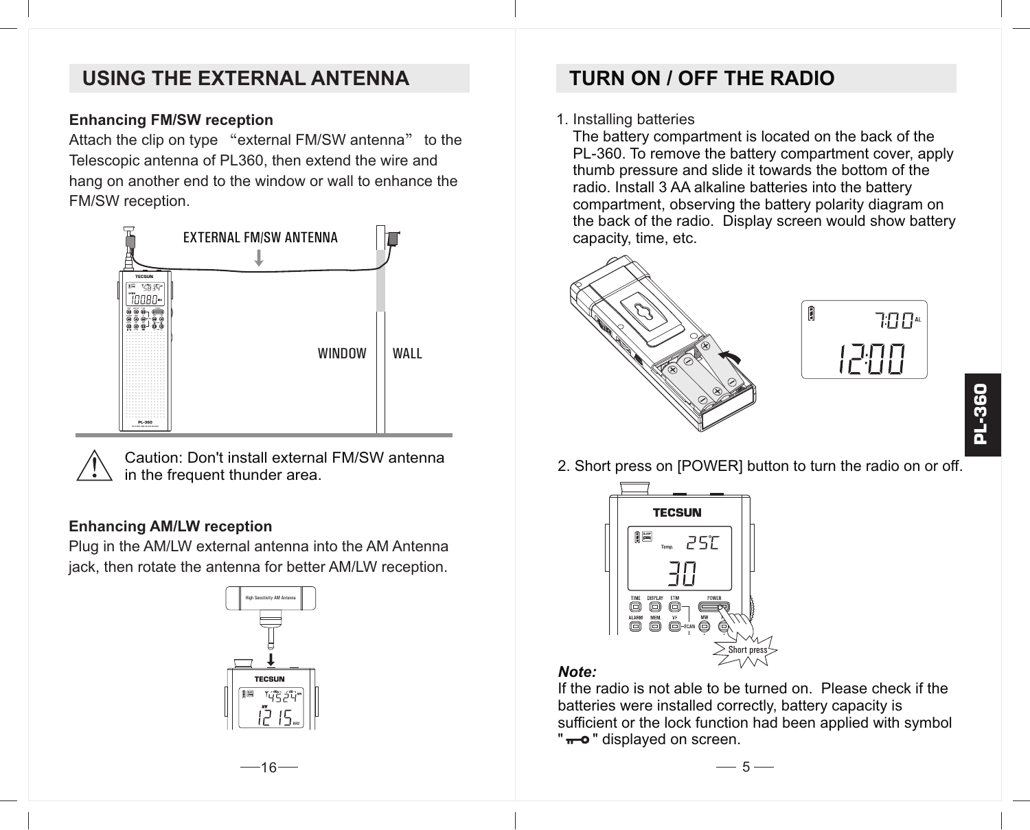## USING THE EXTERNAL ANTENNA

**Enhancing FM/SW reception**

Attach the clip on type "external FM/SW antenna" to the Telescopic antenna of PL360, then extend the wire and hang on another end to the window or wall to enhance the FM/SW reception.

Caution: Don't install external FM/SW antenna in the frequent thunder area.

**Enhancing AM/LW reception**

Plug in the AM/LW external antenna into the AM Antenna jack, then rotate the antenna for better AM/LW reception.

## TURN ON / OFF THE RADIO

1. Installing batteries
   The battery compartment is located on the back of the PL-360. To remove the battery compartment cover, apply thumb pressure and slide it towards the bottom of the radio. Install 3 AA alkaline batteries into the battery compartment, observing the battery polarity diagram on the back of the radio. Display screen would show battery capacity, time, etc.

2. Short press on [POWER] button to turn the radio on or off.

***Note:***

If the radio is not able to be turned on. Please check if the batteries were installed correctly, battery capacity is sufficient or the lock function had been applied with symbol " 🔑 " displayed on screen.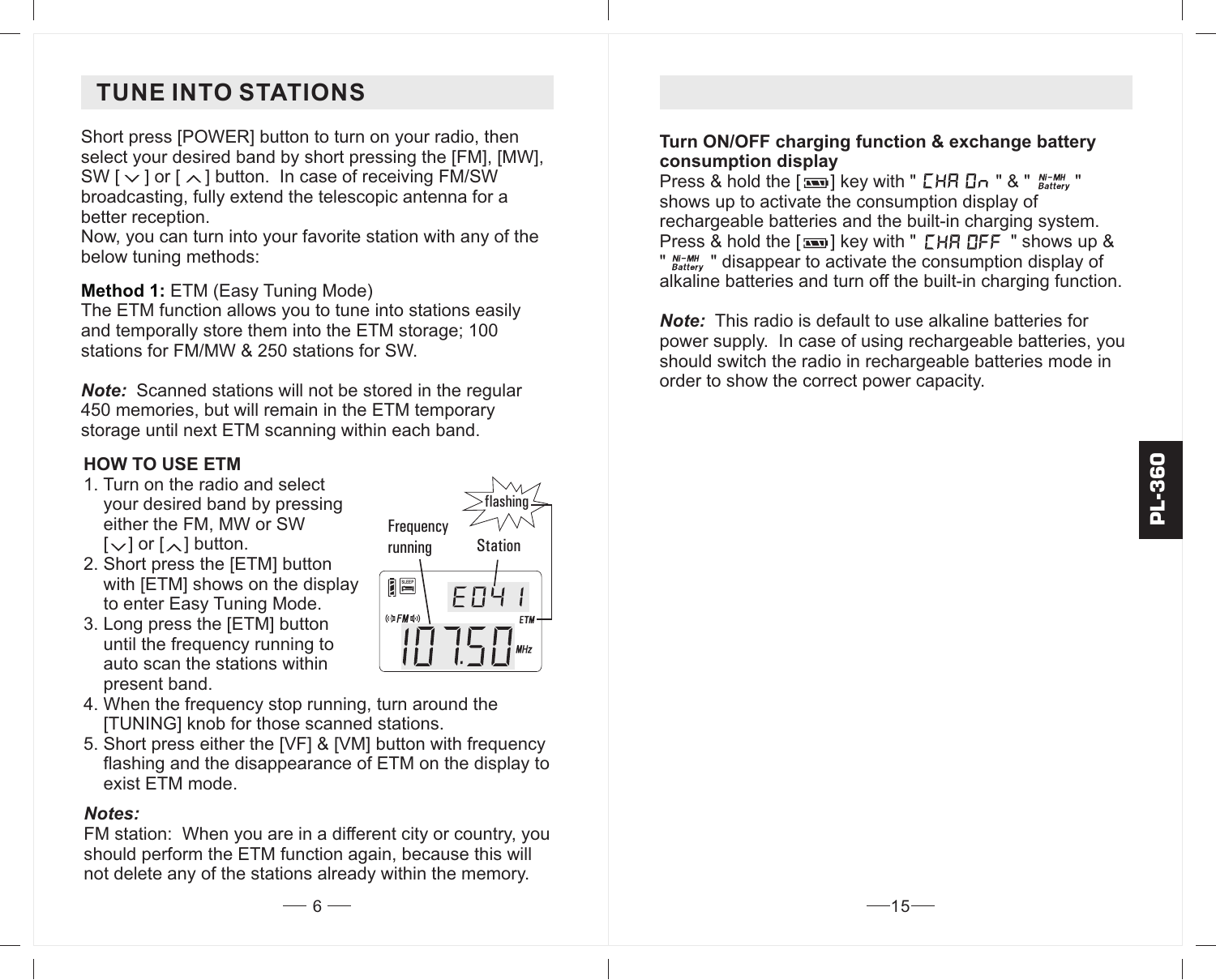# TUNE INTO STATIONS

Short press [POWER] button to turn on your radio, then select your desired band by short pressing the [FM], [MW], SW [ ∨ ] or [ ∧ ] button. In case of receiving FM/SW broadcasting, fully extend the telescopic antenna for a better reception.
Now, you can turn into your favorite station with any of the below tuning methods:

**Method 1:** ETM (Easy Tuning Mode)
The ETM function allows you to tune into stations easily and temporally store them into the ETM storage; 100 stations for FM/MW & 250 stations for SW.

***Note:*** Scanned stations will not be stored in the regular 450 memories, but will remain in the ETM temporary storage until next ETM scanning within each band.

**HOW TO USE ETM**

1. Turn on the radio and select your desired band by pressing either the FM, MW or SW [∨] or [∧] button.
2. Short press the [ETM] button with [ETM] shows on the display to enter Easy Tuning Mode.
3. Long press the [ETM] button until the frequency running to auto scan the stations within present band.
4. When the frequency stop running, turn around the [TUNING] knob for those scanned stations.
5. Short press either the [VF] & [VM] button with frequency flashing and the disappearance of ETM on the display to exist ETM mode.

Frequency running | Station | flashing

E041 | FM | ETM | 107.50 MHz

***Notes:***
FM station: When you are in a different city or country, you should perform the ETM function again, because this will not delete any of the stations already within the memory.

**Turn ON/OFF charging function & exchange battery consumption display**
Press & hold the [battery] key with " CHA On " & " Ni-MH Battery " shows up to activate the consumption display of rechargeable batteries and the built-in charging system.
Press & hold the [battery] key with " CHA OFF " shows up & " Ni-MH Battery " disappear to activate the consumption display of alkaline batteries and turn off the built-in charging function.

***Note:*** This radio is default to use alkaline batteries for power supply. In case of using rechargeable batteries, you should switch the radio in rechargeable batteries mode in order to show the correct power capacity.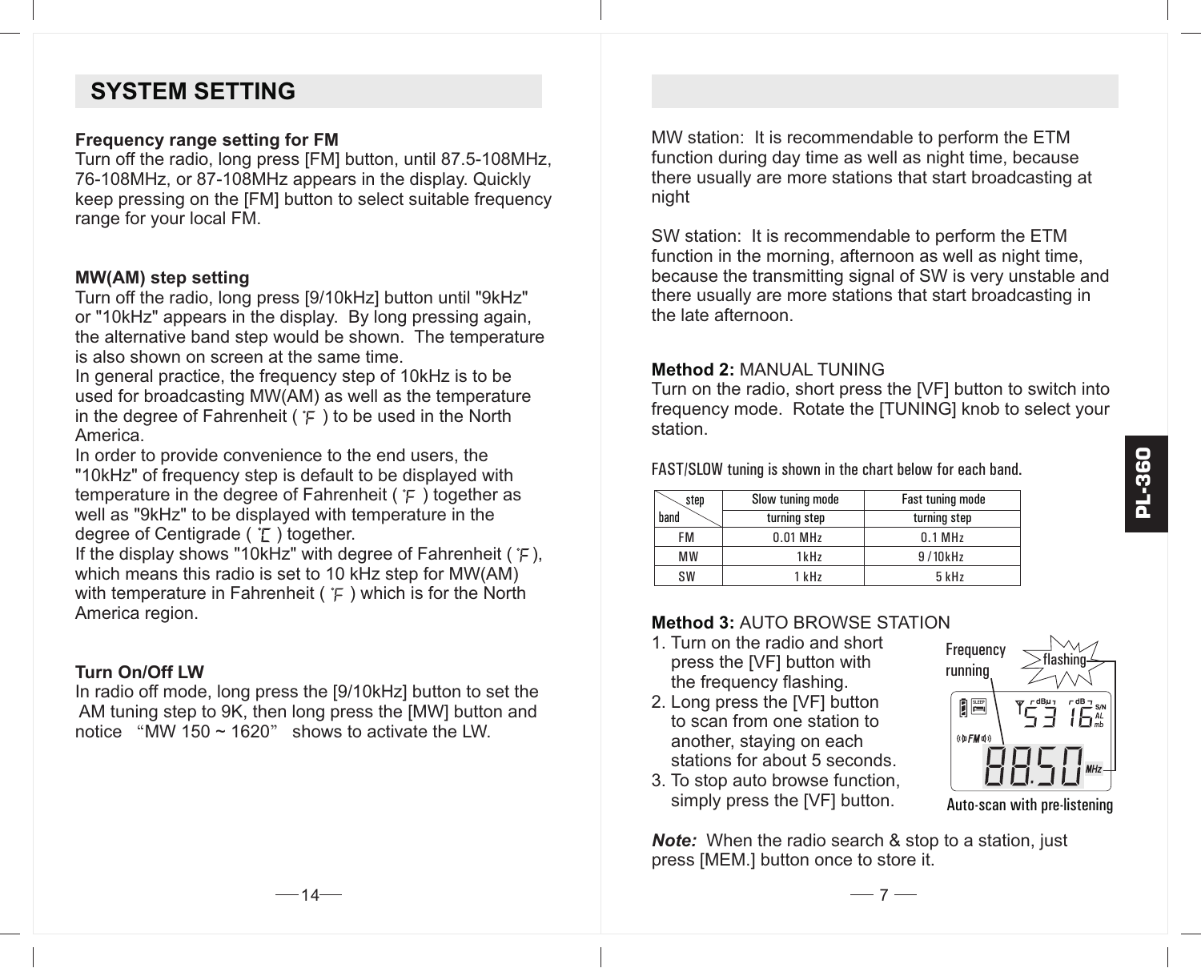## SYSTEM SETTING

**Frequency range setting for FM**
Turn off the radio, long press [FM] button, until 87.5-108MHz, 76-108MHz, or 87-108MHz appears in the display. Quickly keep pressing on the [FM] button to select suitable frequency range for your local FM.

**MW(AM) step setting**
Turn off the radio, long press [9/10kHz] button until "9kHz" or "10kHz" appears in the display. By long pressing again, the alternative band step would be shown. The temperature is also shown on screen at the same time.
In general practice, the frequency step of 10kHz is to be used for broadcasting MW(AM) as well as the temperature in the degree of Fahrenheit ( ˚F ) to be used in the North America.
In order to provide convenience to the end users, the "10kHz" of frequency step is default to be displayed with temperature in the degree of Fahrenheit ( ˚F ) together as well as "9kHz" to be displayed with temperature in the degree of Centigrade ( ˚C ) together.
If the display shows "10kHz" with degree of Fahrenheit ( ˚F ), which means this radio is set to 10 kHz step for MW(AM) with temperature in Fahrenheit ( ˚F ) which is for the North America region.

**Turn On/Off LW**
In radio off mode, long press the [9/10kHz] button to set the AM tuning step to 9K, then long press the [MW] button and notice "MW 150 ~ 1620" shows to activate the LW.

MW station: It is recommendable to perform the ETM function during day time as well as night time, because there usually are more stations that start broadcasting at night

SW station: It is recommendable to perform the ETM function in the morning, afternoon as well as night time, because the transmitting signal of SW is very unstable and there usually are more stations that start broadcasting in the late afternoon.

**Method 2:** MANUAL TUNING
Turn on the radio, short press the [VF] button to switch into frequency mode. Rotate the [TUNING] knob to select your station.

FAST/SLOW tuning is shown in the chart below for each band.

| step / band | Slow tuning mode | Fast tuning mode |
|---|---|---|
| | turning step | turning step |
| FM | 0.01 MHz | 0.1 MHz |
| MW | 1kHz | 9 / 10kHz |
| SW | 1 kHz | 5 kHz |

**Method 3:** AUTO BROWSE STATION
1. Turn on the radio and short press the [VF] button with the frequency flashing.
2. Long press the [VF] button to scan from one station to another, staying on each stations for about 5 seconds.
3. To stop auto browse function, simply press the [VF] button.

Frequency running — flashing

Auto-scan with pre-listening

***Note:*** When the radio search & stop to a station, just press [MEM.] button once to store it.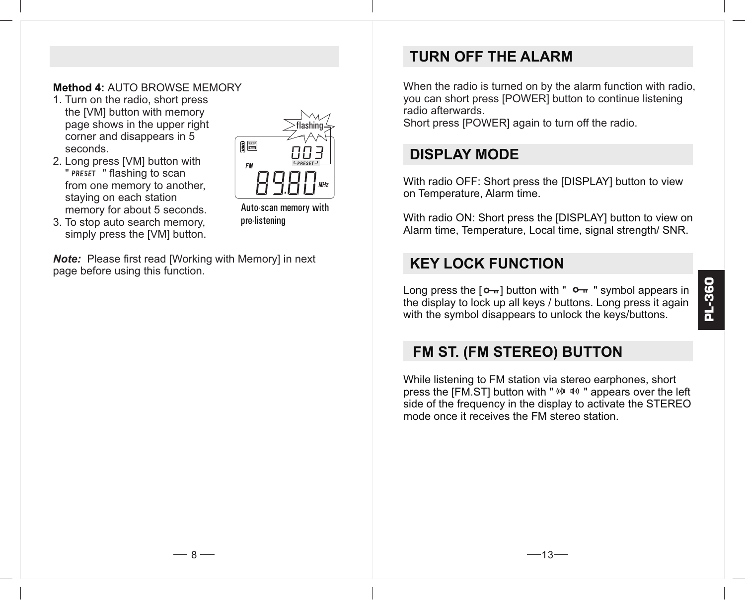**Method 4:** AUTO BROWSE MEMORY

1. Turn on the radio, short press the [VM] button with memory page shows in the upper right corner and disappears in 5 seconds.
2. Long press [VM] button with " PRESET " flashing to scan from one memory to another, staying on each station memory for about 5 seconds.
3. To stop auto search memory, simply press the [VM] button.

flashing

003 PRESET FM 89.80 MHz

Auto-scan memory with pre-listening

***Note:*** Please first read [Working with Memory] in next page before using this function.

## TURN OFF THE ALARM

When the radio is turned on by the alarm function with radio, you can short press [POWER] button to continue listening radio afterwards.
Short press [POWER] again to turn off the radio.

## DISPLAY MODE

With radio OFF: Short press the [DISPLAY] button to view on Temperature, Alarm time.

With radio ON: Short press the [DISPLAY] button to view on Alarm time, Temperature, Local time, signal strength/ SNR.

## KEY LOCK FUNCTION

Long press the [ ] button with " " symbol appears in the display to lock up all keys / buttons. Long press it again with the symbol disappears to unlock the keys/buttons.

## FM ST. (FM STEREO) BUTTON

While listening to FM station via stereo earphones, short press the [FM.ST] button with " " appears over the left side of the frequency in the display to activate the STEREO mode once it receives the FM stereo station.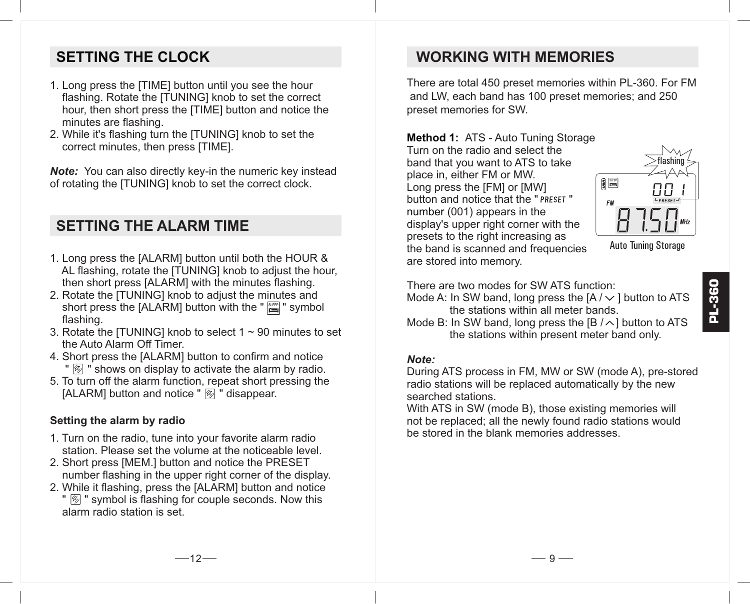## SETTING THE CLOCK

1. Long press the [TIME] button until you see the hour flashing. Rotate the [TUNING] knob to set the correct hour, then short press the [TIME] button and notice the minutes are flashing.
2. While it's flashing turn the [TUNING] knob to set the correct minutes, then press [TIME].

***Note:*** You can also directly key-in the numeric key instead of rotating the [TUNING] knob to set the correct clock.

## SETTING THE ALARM TIME

1. Long press the [ALARM] button until both the HOUR & AL flashing, rotate the [TUNING] knob to adjust the hour, then short press [ALARM] with the minutes flashing.
2. Rotate the [TUNING] knob to adjust the minutes and short press the [ALARM] button with the " SLEEP " symbol flashing.
3. Rotate the [TUNING] knob to select 1 ~ 90 minutes to set the Auto Alarm Off Timer.
4. Short press the [ALARM] button to confirm and notice " " shows on display to activate the alarm by radio.
5. To turn off the alarm function, repeat short pressing the [ALARM] button and notice " " disappear.

**Setting the alarm by radio**

1. Turn on the radio, tune into your favorite alarm radio station. Please set the volume at the noticeable level.
2. Short press [MEM.] button and notice the PRESET number flashing in the upper right corner of the display.
2. While it flashing, press the [ALARM] button and notice " " symbol is flashing for couple seconds. Now this alarm radio station is set.

## WORKING WITH MEMORIES

There are total 450 preset memories within PL-360. For FM and LW, each band has 100 preset memories; and 250 preset memories for SW.

**Method 1:** ATS - Auto Tuning Storage
Turn on the radio and select the band that you want to ATS to take place in, either FM or MW. Long press the [FM] or [MW] button and notice that the "PRESET" number (001) appears in the display's upper right corner with the presets to the right increasing as the band is scanned and frequencies are stored into memory.

flashing

001 PRESET FM 87.50 MHz

Auto Tuning Storage

There are two modes for SW ATS function:
Mode A: In SW band, long press the [A / ∨ ] button to ATS the stations within all meter bands.
Mode B: In SW band, long press the [B / ∧] button to ATS the stations within present meter band only.

***Note:***
During ATS process in FM, MW or SW (mode A), pre-stored radio stations will be replaced automatically by the new searched stations.
With ATS in SW (mode B), those existing memories will not be replaced; all the newly found radio stations would be stored in the blank memories addresses.

PL-360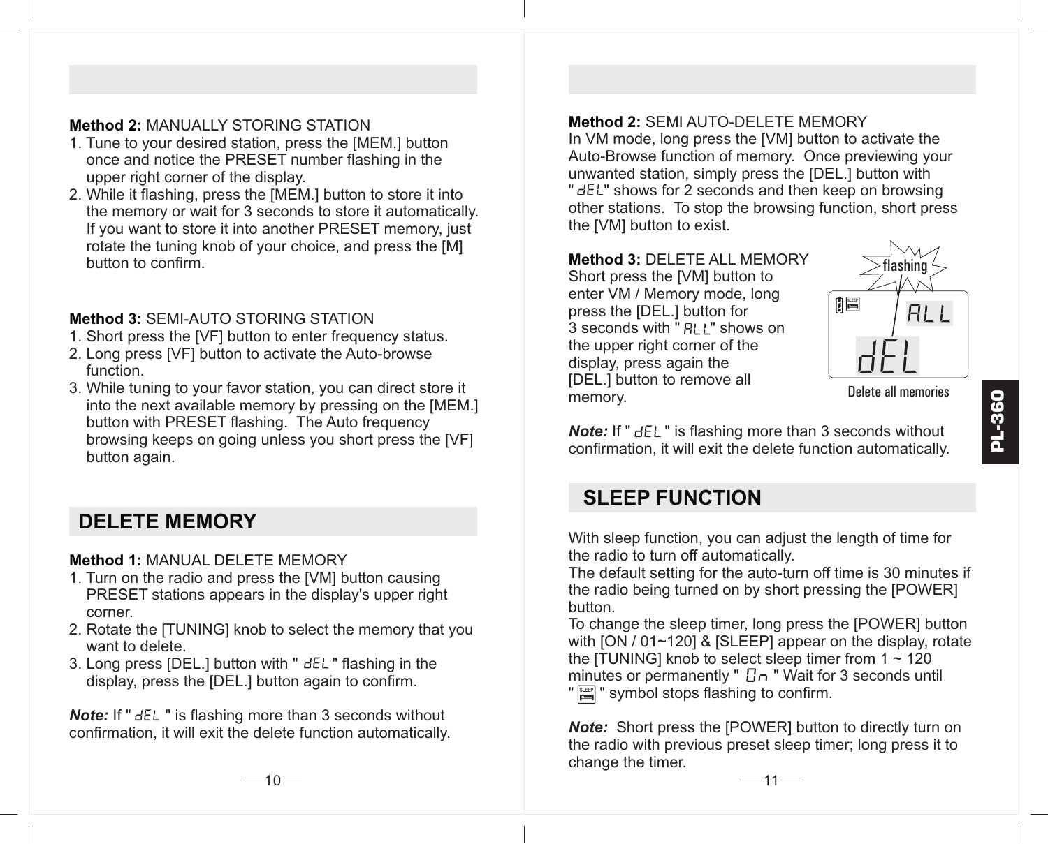**Method 2:** MANUALLY STORING STATION

1. Tune to your desired station, press the [MEM.] button once and notice the PRESET number flashing in the upper right corner of the display.
2. While it flashing, press the [MEM.] button to store it into the memory or wait for 3 seconds to store it automatically. If you want to store it into another PRESET memory, just rotate the tuning knob of your choice, and press the [M] button to confirm.

**Method 3:** SEMI-AUTO STORING STATION

1. Short press the [VF] button to enter frequency status.
2. Long press [VF] button to activate the Auto-browse function.
3. While tuning to your favor station, you can direct store it into the next available memory by pressing on the [MEM.] button with PRESET flashing. The Auto frequency browsing keeps on going unless you short press the [VF] button again.

## DELETE MEMORY

**Method 1:** MANUAL DELETE MEMORY

1. Turn on the radio and press the [VM] button causing PRESET stations appears in the display's upper right corner.
2. Rotate the [TUNING] knob to select the memory that you want to delete.
3. Long press [DEL.] button with " dEL " flashing in the display, press the [DEL.] button again to confirm.

***Note:*** If " dEL " is flashing more than 3 seconds without confirmation, it will exit the delete function automatically.

**Method 2:** SEMI AUTO-DELETE MEMORY

In VM mode, long press the [VM] button to activate the Auto-Browse function of memory. Once previewing your unwanted station, simply press the [DEL.] button with "dEL" shows for 2 seconds and then keep on browsing other stations. To stop the browsing function, short press the [VM] button to exist.

**Method 3:** DELETE ALL MEMORY

Short press the [VM] button to enter VM / Memory mode, long press the [DEL.] button for 3 seconds with "ALL" shows on the upper right corner of the display, press again the [DEL.] button to remove all memory.

flashing

ALL

dEL

Delete all memories

***Note:*** If " dEL " is flashing more than 3 seconds without confirmation, it will exit the delete function automatically.

## SLEEP FUNCTION

With sleep function, you can adjust the length of time for the radio to turn off automatically.
The default setting for the auto-turn off time is 30 minutes if the radio being turned on by short pressing the [POWER] button.
To change the sleep timer, long press the [POWER] button with [ON / 01~120] & [SLEEP] appear on the display, rotate the [TUNING] knob to select sleep timer from 1 ~ 120 minutes or permanently " On " Wait for 3 seconds until " SLEEP " symbol stops flashing to confirm.

***Note:*** Short press the [POWER] button to directly turn on the radio with previous preset sleep timer; long press it to change the timer.